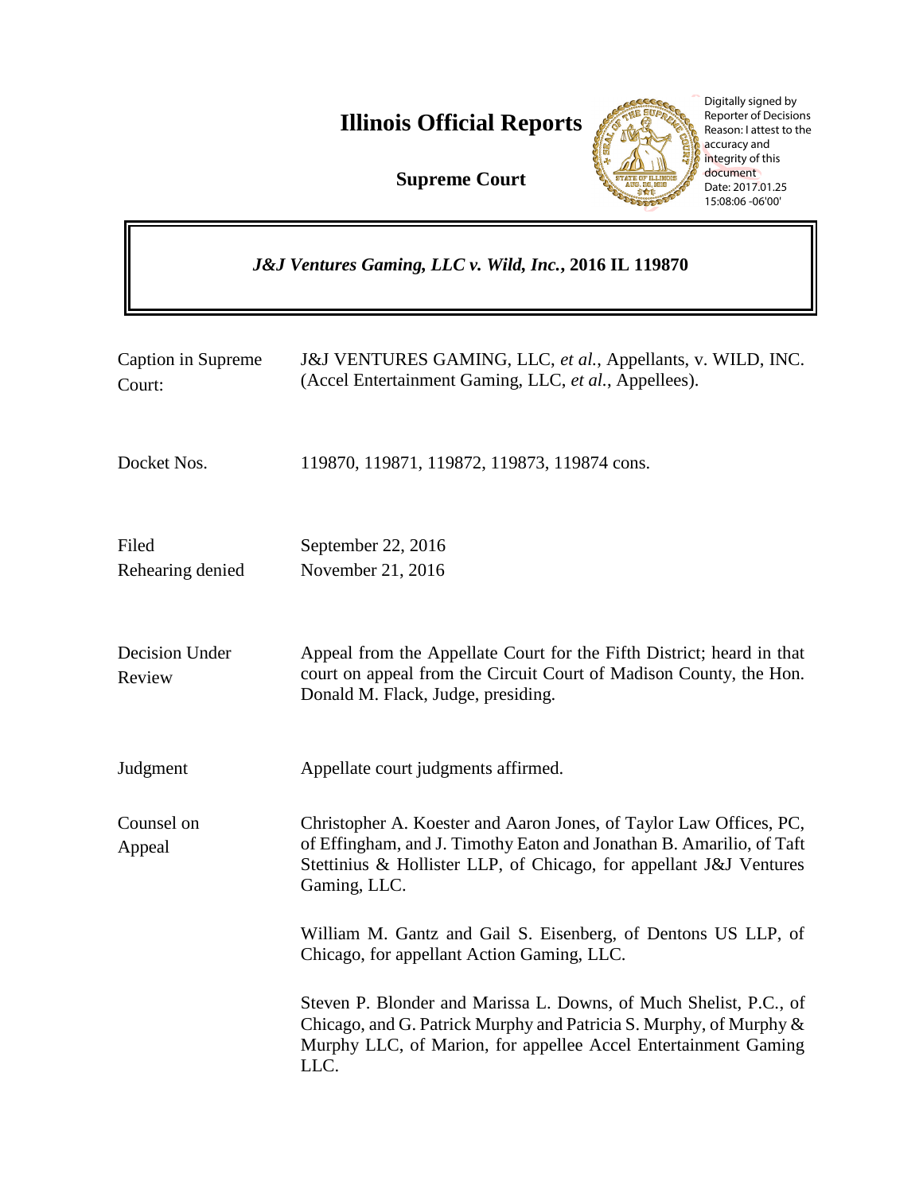# Illinois Official Reports

## Supreme Court

Digitally signed by Reporter of Decisions
Reason: I attest to the accuracy and integrity of this document
Date: 2017.01.25 15:08:06 -06'00'

***J&J Ventures Gaming, LLC v. Wild, Inc.*, 2016 IL 119870**

| | |
|---|---|
| Caption in Supreme Court: | J&J VENTURES GAMING, LLC, *et al.*, Appellants, v. WILD, INC. (Accel Entertainment Gaming, LLC, *et al.*, Appellees). |
| Docket Nos. | 119870, 119871, 119872, 119873, 119874 cons. |
| Filed<br>Rehearing denied | September 22, 2016<br>November 21, 2016 |
| Decision Under Review | Appeal from the Appellate Court for the Fifth District; heard in that court on appeal from the Circuit Court of Madison County, the Hon. Donald M. Flack, Judge, presiding. |
| Judgment | Appellate court judgments affirmed. |
| Counsel on Appeal | Christopher A. Koester and Aaron Jones, of Taylor Law Offices, PC, of Effingham, and J. Timothy Eaton and Jonathan B. Amarilio, of Taft Stettinius & Hollister LLP, of Chicago, for appellant J&J Ventures Gaming, LLC.<br><br>William M. Gantz and Gail S. Eisenberg, of Dentons US LLP, of Chicago, for appellant Action Gaming, LLC.<br><br>Steven P. Blonder and Marissa L. Downs, of Much Shelist, P.C., of Chicago, and G. Patrick Murphy and Patricia S. Murphy, of Murphy & Murphy LLC, of Marion, for appellee Accel Entertainment Gaming LLC. |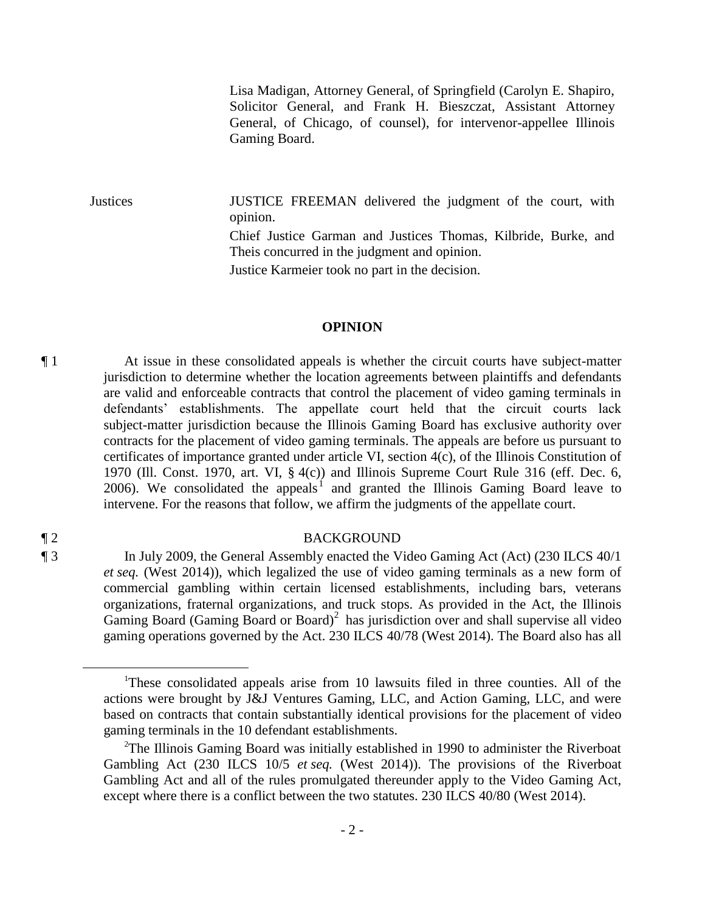Lisa Madigan, Attorney General, of Springfield (Carolyn E. Shapiro, Solicitor General, and Frank H. Bieszczat, Assistant Attorney General, of Chicago, of counsel), for intervenor-appellee Illinois Gaming Board.

Justices

JUSTICE FREEMAN delivered the judgment of the court, with opinion.

Chief Justice Garman and Justices Thomas, Kilbride, Burke, and Theis concurred in the judgment and opinion.

Justice Karmeier took no part in the decision.

## OPINION

¶ 1 At issue in these consolidated appeals is whether the circuit courts have subject-matter jurisdiction to determine whether the location agreements between plaintiffs and defendants are valid and enforceable contracts that control the placement of video gaming terminals in defendants' establishments. The appellate court held that the circuit courts lack subject-matter jurisdiction because the Illinois Gaming Board has exclusive authority over contracts for the placement of video gaming terminals. The appeals are before us pursuant to certificates of importance granted under article VI, section 4(c), of the Illinois Constitution of 1970 (Ill. Const. 1970, art. VI, § 4(c)) and Illinois Supreme Court Rule 316 (eff. Dec. 6, 2006). We consolidated the appeals[1] and granted the Illinois Gaming Board leave to intervene. For the reasons that follow, we affirm the judgments of the appellate court.

¶ 2 BACKGROUND

¶ 3 In July 2009, the General Assembly enacted the Video Gaming Act (Act) (230 ILCS 40/1 *et seq.* (West 2014)), which legalized the use of video gaming terminals as a new form of commercial gambling within certain licensed establishments, including bars, veterans organizations, fraternal organizations, and truck stops. As provided in the Act, the Illinois Gaming Board (Gaming Board or Board)[2] has jurisdiction over and shall supervise all video gaming operations governed by the Act. 230 ILCS 40/78 (West 2014). The Board also has all

---

[1]These consolidated appeals arise from 10 lawsuits filed in three counties. All of the actions were brought by J&J Ventures Gaming, LLC, and Action Gaming, LLC, and were based on contracts that contain substantially identical provisions for the placement of video gaming terminals in the 10 defendant establishments.

[2]The Illinois Gaming Board was initially established in 1990 to administer the Riverboat Gambling Act (230 ILCS 10/5 *et seq.* (West 2014)). The provisions of the Riverboat Gambling Act and all of the rules promulgated thereunder apply to the Video Gaming Act, except where there is a conflict between the two statutes. 230 ILCS 40/80 (West 2014).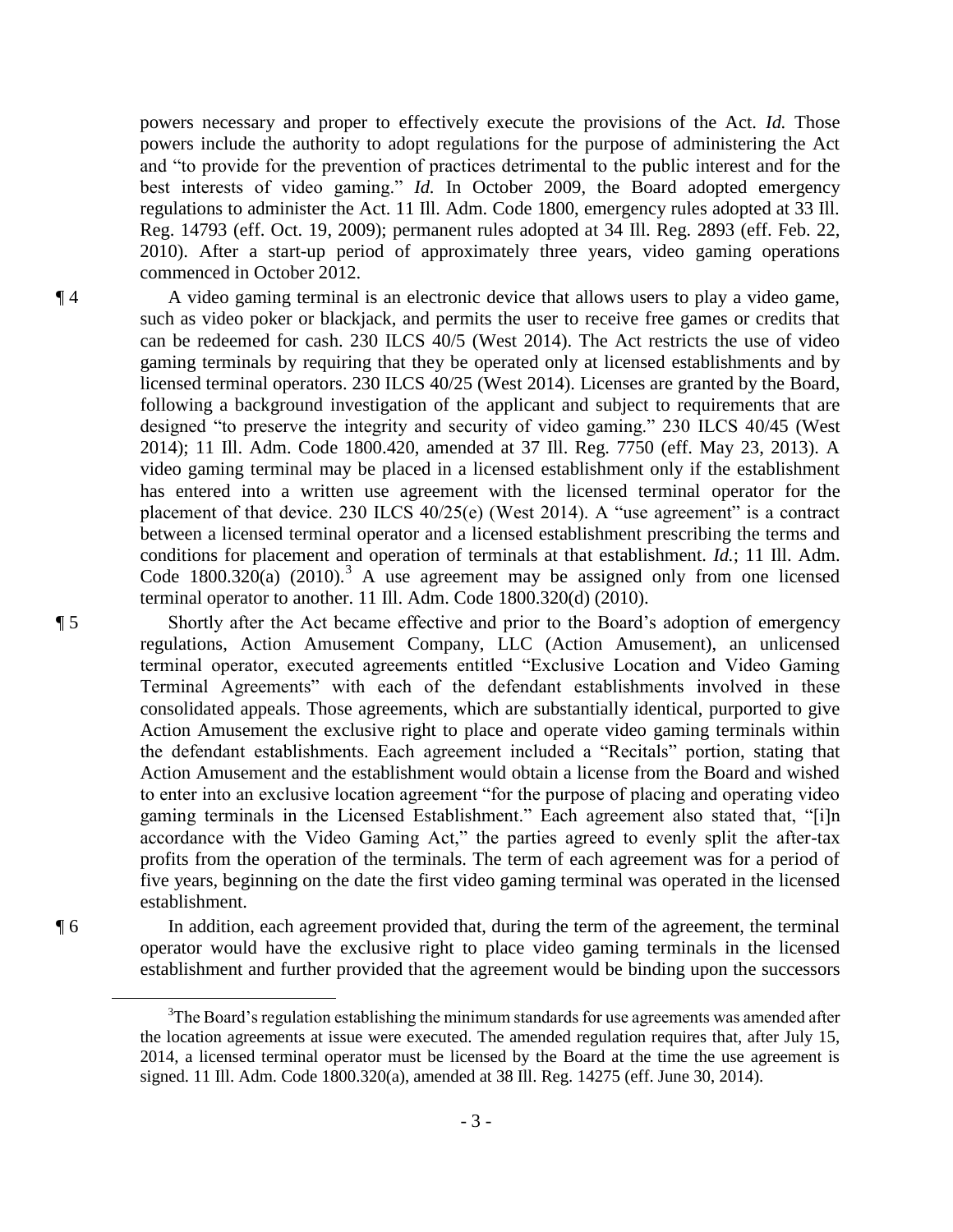powers necessary and proper to effectively execute the provisions of the Act. *Id.* Those powers include the authority to adopt regulations for the purpose of administering the Act and "to provide for the prevention of practices detrimental to the public interest and for the best interests of video gaming." *Id.* In October 2009, the Board adopted emergency regulations to administer the Act. 11 Ill. Adm. Code 1800, emergency rules adopted at 33 Ill. Reg. 14793 (eff. Oct. 19, 2009); permanent rules adopted at 34 Ill. Reg. 2893 (eff. Feb. 22, 2010). After a start-up period of approximately three years, video gaming operations commenced in October 2012.

¶ 4 A video gaming terminal is an electronic device that allows users to play a video game, such as video poker or blackjack, and permits the user to receive free games or credits that can be redeemed for cash. 230 ILCS 40/5 (West 2014). The Act restricts the use of video gaming terminals by requiring that they be operated only at licensed establishments and by licensed terminal operators. 230 ILCS 40/25 (West 2014). Licenses are granted by the Board, following a background investigation of the applicant and subject to requirements that are designed "to preserve the integrity and security of video gaming." 230 ILCS 40/45 (West 2014); 11 Ill. Adm. Code 1800.420, amended at 37 Ill. Reg. 7750 (eff. May 23, 2013). A video gaming terminal may be placed in a licensed establishment only if the establishment has entered into a written use agreement with the licensed terminal operator for the placement of that device. 230 ILCS 40/25(e) (West 2014). A "use agreement" is a contract between a licensed terminal operator and a licensed establishment prescribing the terms and conditions for placement and operation of terminals at that establishment. *Id.*; 11 Ill. Adm. Code 1800.320(a) (2010).[3] A use agreement may be assigned only from one licensed terminal operator to another. 11 Ill. Adm. Code 1800.320(d) (2010).

¶ 5 Shortly after the Act became effective and prior to the Board's adoption of emergency regulations, Action Amusement Company, LLC (Action Amusement), an unlicensed terminal operator, executed agreements entitled "Exclusive Location and Video Gaming Terminal Agreements" with each of the defendant establishments involved in these consolidated appeals. Those agreements, which are substantially identical, purported to give Action Amusement the exclusive right to place and operate video gaming terminals within the defendant establishments. Each agreement included a "Recitals" portion, stating that Action Amusement and the establishment would obtain a license from the Board and wished to enter into an exclusive location agreement "for the purpose of placing and operating video gaming terminals in the Licensed Establishment." Each agreement also stated that, "[i]n accordance with the Video Gaming Act," the parties agreed to evenly split the after-tax profits from the operation of the terminals. The term of each agreement was for a period of five years, beginning on the date the first video gaming terminal was operated in the licensed establishment.

¶ 6 In addition, each agreement provided that, during the term of the agreement, the terminal operator would have the exclusive right to place video gaming terminals in the licensed establishment and further provided that the agreement would be binding upon the successors

---

[3] The Board's regulation establishing the minimum standards for use agreements was amended after the location agreements at issue were executed. The amended regulation requires that, after July 15, 2014, a licensed terminal operator must be licensed by the Board at the time the use agreement is signed. 11 Ill. Adm. Code 1800.320(a), amended at 38 Ill. Reg. 14275 (eff. June 30, 2014).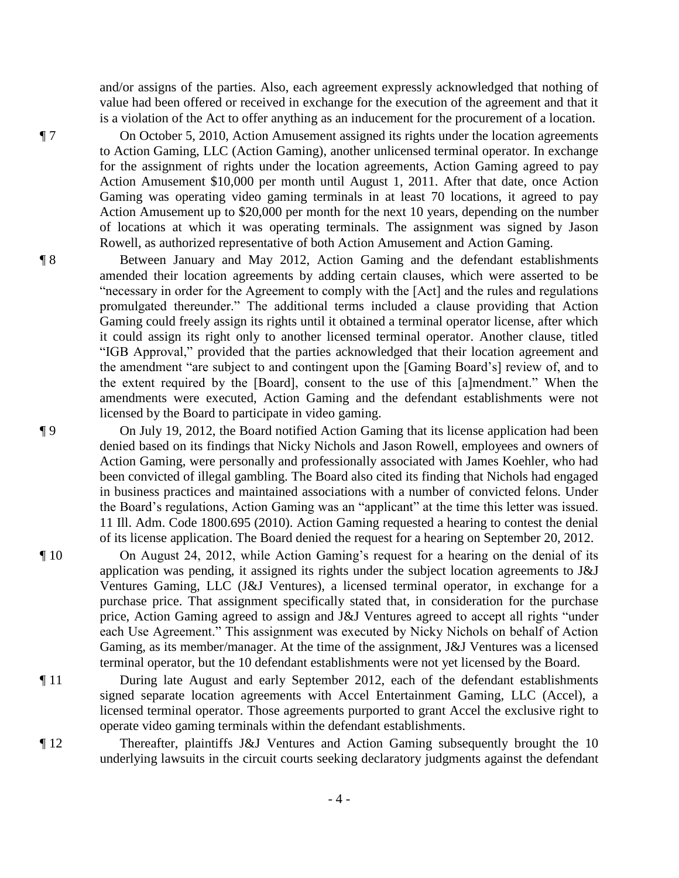and/or assigns of the parties. Also, each agreement expressly acknowledged that nothing of value had been offered or received in exchange for the execution of the agreement and that it is a violation of the Act to offer anything as an inducement for the procurement of a location.

¶ 7 On October 5, 2010, Action Amusement assigned its rights under the location agreements to Action Gaming, LLC (Action Gaming), another unlicensed terminal operator. In exchange for the assignment of rights under the location agreements, Action Gaming agreed to pay Action Amusement $10,000 per month until August 1, 2011. After that date, once Action Gaming was operating video gaming terminals in at least 70 locations, it agreed to pay Action Amusement up to $20,000 per month for the next 10 years, depending on the number of locations at which it was operating terminals. The assignment was signed by Jason Rowell, as authorized representative of both Action Amusement and Action Gaming.

¶ 8 Between January and May 2012, Action Gaming and the defendant establishments amended their location agreements by adding certain clauses, which were asserted to be "necessary in order for the Agreement to comply with the [Act] and the rules and regulations promulgated thereunder." The additional terms included a clause providing that Action Gaming could freely assign its rights until it obtained a terminal operator license, after which it could assign its right only to another licensed terminal operator. Another clause, titled "IGB Approval," provided that the parties acknowledged that their location agreement and the amendment "are subject to and contingent upon the [Gaming Board's] review of, and to the extent required by the [Board], consent to the use of this [a]mendment." When the amendments were executed, Action Gaming and the defendant establishments were not licensed by the Board to participate in video gaming.

¶ 9 On July 19, 2012, the Board notified Action Gaming that its license application had been denied based on its findings that Nicky Nichols and Jason Rowell, employees and owners of Action Gaming, were personally and professionally associated with James Koehler, who had been convicted of illegal gambling. The Board also cited its finding that Nichols had engaged in business practices and maintained associations with a number of convicted felons. Under the Board's regulations, Action Gaming was an "applicant" at the time this letter was issued. 11 Ill. Adm. Code 1800.695 (2010). Action Gaming requested a hearing to contest the denial of its license application. The Board denied the request for a hearing on September 20, 2012.

¶ 10 On August 24, 2012, while Action Gaming's request for a hearing on the denial of its application was pending, it assigned its rights under the subject location agreements to J&J Ventures Gaming, LLC (J&J Ventures), a licensed terminal operator, in exchange for a purchase price. That assignment specifically stated that, in consideration for the purchase price, Action Gaming agreed to assign and J&J Ventures agreed to accept all rights "under each Use Agreement." This assignment was executed by Nicky Nichols on behalf of Action Gaming, as its member/manager. At the time of the assignment, J&J Ventures was a licensed terminal operator, but the 10 defendant establishments were not yet licensed by the Board.

¶ 11 During late August and early September 2012, each of the defendant establishments signed separate location agreements with Accel Entertainment Gaming, LLC (Accel), a licensed terminal operator. Those agreements purported to grant Accel the exclusive right to operate video gaming terminals within the defendant establishments.

¶ 12 Thereafter, plaintiffs J&J Ventures and Action Gaming subsequently brought the 10 underlying lawsuits in the circuit courts seeking declaratory judgments against the defendant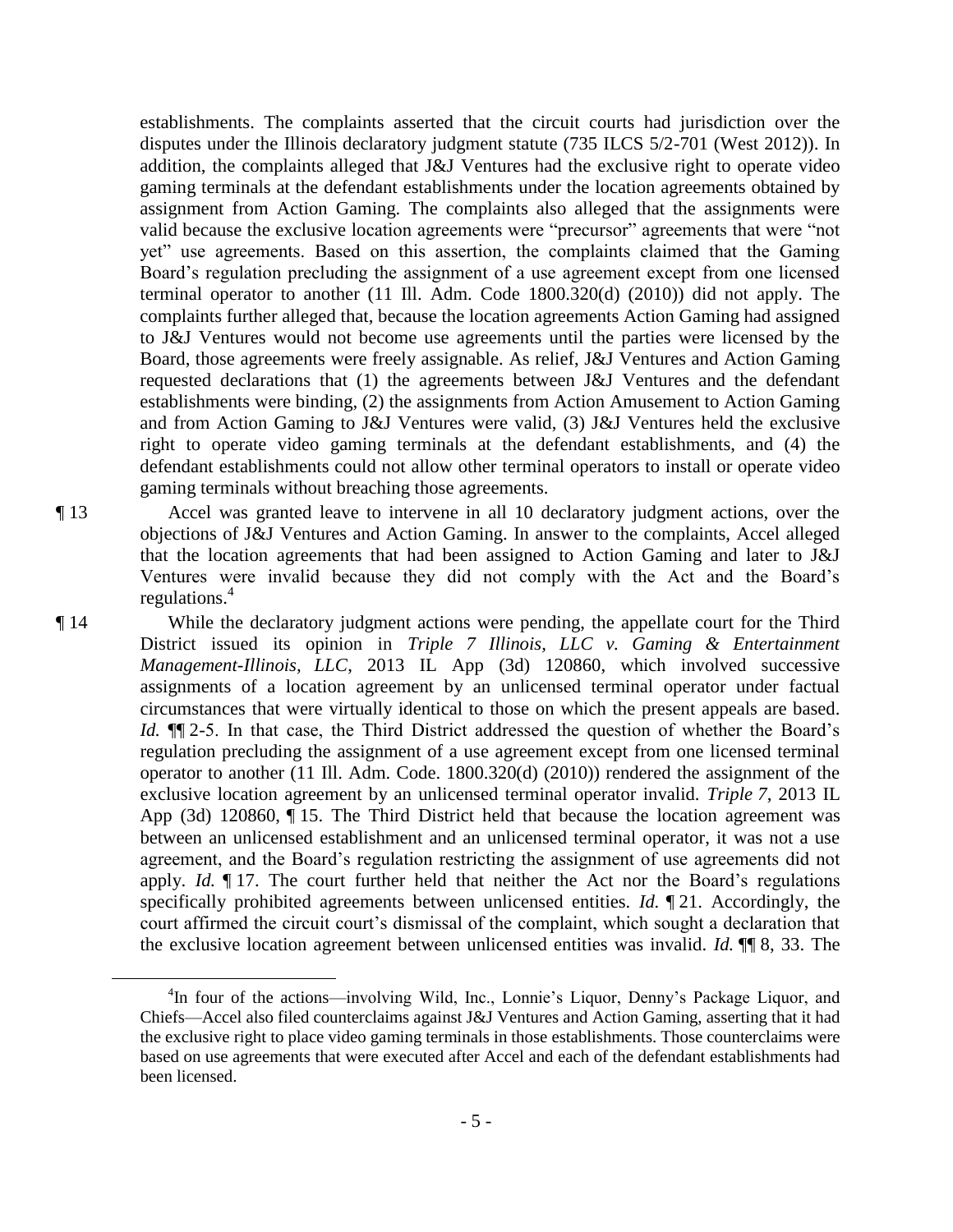establishments. The complaints asserted that the circuit courts had jurisdiction over the disputes under the Illinois declaratory judgment statute (735 ILCS 5/2-701 (West 2012)). In addition, the complaints alleged that J&J Ventures had the exclusive right to operate video gaming terminals at the defendant establishments under the location agreements obtained by assignment from Action Gaming. The complaints also alleged that the assignments were valid because the exclusive location agreements were "precursor" agreements that were "not yet" use agreements. Based on this assertion, the complaints claimed that the Gaming Board's regulation precluding the assignment of a use agreement except from one licensed terminal operator to another (11 Ill. Adm. Code 1800.320(d) (2010)) did not apply. The complaints further alleged that, because the location agreements Action Gaming had assigned to J&J Ventures would not become use agreements until the parties were licensed by the Board, those agreements were freely assignable. As relief, J&J Ventures and Action Gaming requested declarations that (1) the agreements between J&J Ventures and the defendant establishments were binding, (2) the assignments from Action Amusement to Action Gaming and from Action Gaming to J&J Ventures were valid, (3) J&J Ventures held the exclusive right to operate video gaming terminals at the defendant establishments, and (4) the defendant establishments could not allow other terminal operators to install or operate video gaming terminals without breaching those agreements.

¶ 13 Accel was granted leave to intervene in all 10 declaratory judgment actions, over the objections of J&J Ventures and Action Gaming. In answer to the complaints, Accel alleged that the location agreements that had been assigned to Action Gaming and later to J&J Ventures were invalid because they did not comply with the Act and the Board's regulations.[4]

¶ 14 While the declaratory judgment actions were pending, the appellate court for the Third District issued its opinion in *Triple 7 Illinois, LLC v. Gaming & Entertainment Management-Illinois, LLC*, 2013 IL App (3d) 120860, which involved successive assignments of a location agreement by an unlicensed terminal operator under factual circumstances that were virtually identical to those on which the present appeals are based. *Id.* ¶¶ 2-5. In that case, the Third District addressed the question of whether the Board's regulation precluding the assignment of a use agreement except from one licensed terminal operator to another (11 Ill. Adm. Code. 1800.320(d) (2010)) rendered the assignment of the exclusive location agreement by an unlicensed terminal operator invalid. *Triple 7*, 2013 IL App (3d) 120860, ¶ 15. The Third District held that because the location agreement was between an unlicensed establishment and an unlicensed terminal operator, it was not a use agreement, and the Board's regulation restricting the assignment of use agreements did not apply. *Id.* ¶ 17. The court further held that neither the Act nor the Board's regulations specifically prohibited agreements between unlicensed entities. *Id.* ¶ 21. Accordingly, the court affirmed the circuit court's dismissal of the complaint, which sought a declaration that the exclusive location agreement between unlicensed entities was invalid. *Id.* ¶¶ 8, 33. The

[4]In four of the actions—involving Wild, Inc., Lonnie's Liquor, Denny's Package Liquor, and Chiefs—Accel also filed counterclaims against J&J Ventures and Action Gaming, asserting that it had the exclusive right to place video gaming terminals in those establishments. Those counterclaims were based on use agreements that were executed after Accel and each of the defendant establishments had been licensed.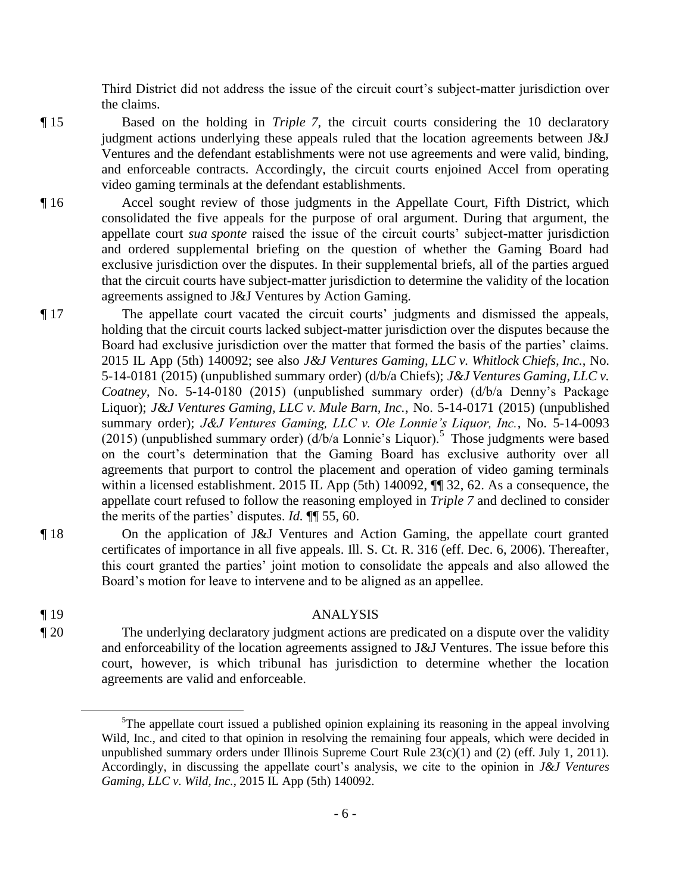Third District did not address the issue of the circuit court's subject-matter jurisdiction over the claims.

¶ 15 Based on the holding in *Triple 7*, the circuit courts considering the 10 declaratory judgment actions underlying these appeals ruled that the location agreements between J&J Ventures and the defendant establishments were not use agreements and were valid, binding, and enforceable contracts. Accordingly, the circuit courts enjoined Accel from operating video gaming terminals at the defendant establishments.

¶ 16 Accel sought review of those judgments in the Appellate Court, Fifth District, which consolidated the five appeals for the purpose of oral argument. During that argument, the appellate court *sua sponte* raised the issue of the circuit courts' subject-matter jurisdiction and ordered supplemental briefing on the question of whether the Gaming Board had exclusive jurisdiction over the disputes. In their supplemental briefs, all of the parties argued that the circuit courts have subject-matter jurisdiction to determine the validity of the location agreements assigned to J&J Ventures by Action Gaming.

¶ 17 The appellate court vacated the circuit courts' judgments and dismissed the appeals, holding that the circuit courts lacked subject-matter jurisdiction over the disputes because the Board had exclusive jurisdiction over the matter that formed the basis of the parties' claims. 2015 IL App (5th) 140092; see also *J&J Ventures Gaming, LLC v. Whitlock Chiefs, Inc.*, No. 5-14-0181 (2015) (unpublished summary order) (d/b/a Chiefs); *J&J Ventures Gaming, LLC v. Coatney*, No. 5-14-0180 (2015) (unpublished summary order) (d/b/a Denny's Package Liquor); *J&J Ventures Gaming, LLC v. Mule Barn, Inc.*, No. 5-14-0171 (2015) (unpublished summary order); *J&J Ventures Gaming, LLC v. Ole Lonnie's Liquor, Inc.*, No. 5-14-0093 (2015) (unpublished summary order) (d/b/a Lonnie's Liquor).[5] Those judgments were based on the court's determination that the Gaming Board has exclusive authority over all agreements that purport to control the placement and operation of video gaming terminals within a licensed establishment. 2015 IL App (5th) 140092, ¶¶ 32, 62. As a consequence, the appellate court refused to follow the reasoning employed in *Triple 7* and declined to consider the merits of the parties' disputes. *Id.* ¶¶ 55, 60.

¶ 18 On the application of J&J Ventures and Action Gaming, the appellate court granted certificates of importance in all five appeals. Ill. S. Ct. R. 316 (eff. Dec. 6, 2006). Thereafter, this court granted the parties' joint motion to consolidate the appeals and also allowed the Board's motion for leave to intervene and to be aligned as an appellee.

¶ 19 ANALYSIS

¶ 20 The underlying declaratory judgment actions are predicated on a dispute over the validity and enforceability of the location agreements assigned to J&J Ventures. The issue before this court, however, is which tribunal has jurisdiction to determine whether the location agreements are valid and enforceable.

---

[5]The appellate court issued a published opinion explaining its reasoning in the appeal involving Wild, Inc., and cited to that opinion in resolving the remaining four appeals, which were decided in unpublished summary orders under Illinois Supreme Court Rule 23(c)(1) and (2) (eff. July 1, 2011). Accordingly, in discussing the appellate court's analysis, we cite to the opinion in *J&J Ventures Gaming, LLC v. Wild, Inc.*, 2015 IL App (5th) 140092.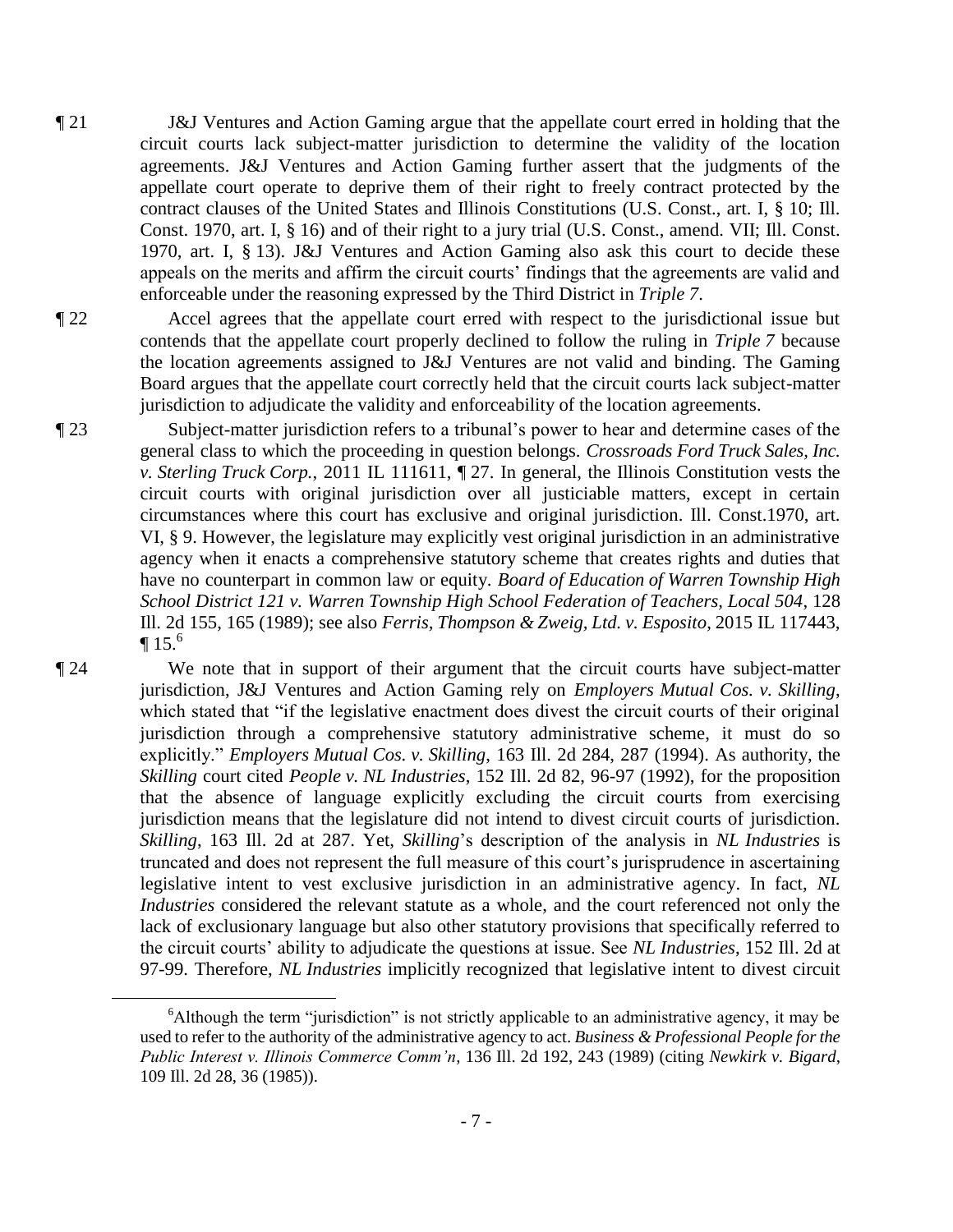¶ 21 J&J Ventures and Action Gaming argue that the appellate court erred in holding that the circuit courts lack subject-matter jurisdiction to determine the validity of the location agreements. J&J Ventures and Action Gaming further assert that the judgments of the appellate court operate to deprive them of their right to freely contract protected by the contract clauses of the United States and Illinois Constitutions (U.S. Const., art. I, § 10; Ill. Const. 1970, art. I, § 16) and of their right to a jury trial (U.S. Const., amend. VII; Ill. Const. 1970, art. I, § 13). J&J Ventures and Action Gaming also ask this court to decide these appeals on the merits and affirm the circuit courts' findings that the agreements are valid and enforceable under the reasoning expressed by the Third District in *Triple 7*.

¶ 22 Accel agrees that the appellate court erred with respect to the jurisdictional issue but contends that the appellate court properly declined to follow the ruling in *Triple 7* because the location agreements assigned to J&J Ventures are not valid and binding. The Gaming Board argues that the appellate court correctly held that the circuit courts lack subject-matter jurisdiction to adjudicate the validity and enforceability of the location agreements.

¶ 23 Subject-matter jurisdiction refers to a tribunal's power to hear and determine cases of the general class to which the proceeding in question belongs. *Crossroads Ford Truck Sales, Inc. v. Sterling Truck Corp.*, 2011 IL 111611, ¶ 27. In general, the Illinois Constitution vests the circuit courts with original jurisdiction over all justiciable matters, except in certain circumstances where this court has exclusive and original jurisdiction. Ill. Const.1970, art. VI, § 9. However, the legislature may explicitly vest original jurisdiction in an administrative agency when it enacts a comprehensive statutory scheme that creates rights and duties that have no counterpart in common law or equity. *Board of Education of Warren Township High School District 121 v. Warren Township High School Federation of Teachers, Local 504*, 128 Ill. 2d 155, 165 (1989); see also *Ferris, Thompson & Zweig, Ltd. v. Esposito*, 2015 IL 117443, ¶ 15.[6]

¶ 24 We note that in support of their argument that the circuit courts have subject-matter jurisdiction, J&J Ventures and Action Gaming rely on *Employers Mutual Cos. v. Skilling*, which stated that "if the legislative enactment does divest the circuit courts of their original jurisdiction through a comprehensive statutory administrative scheme, it must do so explicitly." *Employers Mutual Cos. v. Skilling*, 163 Ill. 2d 284, 287 (1994). As authority, the *Skilling* court cited *People v. NL Industries*, 152 Ill. 2d 82, 96-97 (1992), for the proposition that the absence of language explicitly excluding the circuit courts from exercising jurisdiction means that the legislature did not intend to divest circuit courts of jurisdiction. *Skilling*, 163 Ill. 2d at 287. Yet, *Skilling*'s description of the analysis in *NL Industries* is truncated and does not represent the full measure of this court's jurisprudence in ascertaining legislative intent to vest exclusive jurisdiction in an administrative agency. In fact, *NL Industries* considered the relevant statute as a whole, and the court referenced not only the lack of exclusionary language but also other statutory provisions that specifically referred to the circuit courts' ability to adjudicate the questions at issue. See *NL Industries*, 152 Ill. 2d at 97-99. Therefore, *NL Industries* implicitly recognized that legislative intent to divest circuit

[6]Although the term "jurisdiction" is not strictly applicable to an administrative agency, it may be used to refer to the authority of the administrative agency to act. *Business & Professional People for the Public Interest v. Illinois Commerce Comm'n*, 136 Ill. 2d 192, 243 (1989) (citing *Newkirk v. Bigard*, 109 Ill. 2d 28, 36 (1985)).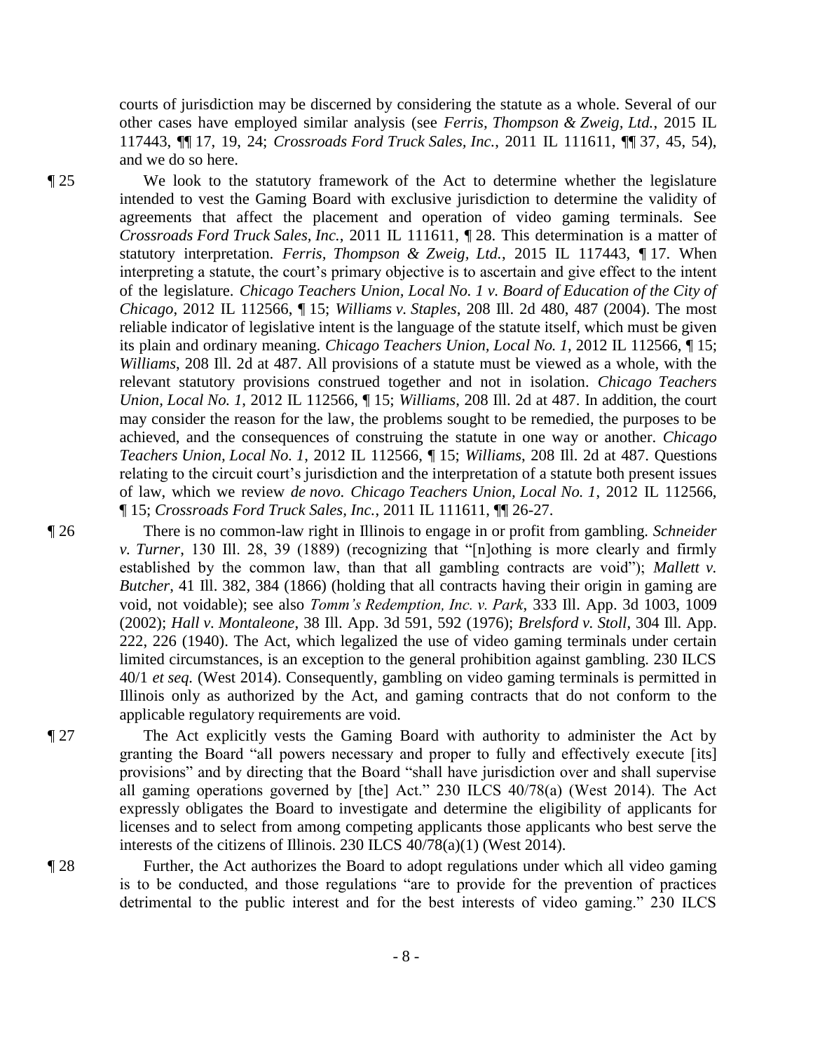courts of jurisdiction may be discerned by considering the statute as a whole. Several of our other cases have employed similar analysis (see *Ferris, Thompson & Zweig, Ltd.*, 2015 IL 117443, ¶¶ 17, 19, 24; *Crossroads Ford Truck Sales, Inc.*, 2011 IL 111611, ¶¶ 37, 45, 54), and we do so here.

¶ 25 We look to the statutory framework of the Act to determine whether the legislature intended to vest the Gaming Board with exclusive jurisdiction to determine the validity of agreements that affect the placement and operation of video gaming terminals. See *Crossroads Ford Truck Sales, Inc.*, 2011 IL 111611, ¶ 28. This determination is a matter of statutory interpretation. *Ferris, Thompson & Zweig, Ltd.*, 2015 IL 117443, ¶ 17. When interpreting a statute, the court's primary objective is to ascertain and give effect to the intent of the legislature. *Chicago Teachers Union, Local No. 1 v. Board of Education of the City of Chicago*, 2012 IL 112566, ¶ 15; *Williams v. Staples*, 208 Ill. 2d 480, 487 (2004). The most reliable indicator of legislative intent is the language of the statute itself, which must be given its plain and ordinary meaning. *Chicago Teachers Union, Local No. 1*, 2012 IL 112566, ¶ 15; *Williams*, 208 Ill. 2d at 487. All provisions of a statute must be viewed as a whole, with the relevant statutory provisions construed together and not in isolation. *Chicago Teachers Union, Local No. 1*, 2012 IL 112566, ¶ 15; *Williams*, 208 Ill. 2d at 487. In addition, the court may consider the reason for the law, the problems sought to be remedied, the purposes to be achieved, and the consequences of construing the statute in one way or another. *Chicago Teachers Union, Local No. 1*, 2012 IL 112566, ¶ 15; *Williams*, 208 Ill. 2d at 487. Questions relating to the circuit court's jurisdiction and the interpretation of a statute both present issues of law, which we review *de novo*. *Chicago Teachers Union, Local No. 1*, 2012 IL 112566, ¶ 15; *Crossroads Ford Truck Sales, Inc.*, 2011 IL 111611, ¶¶ 26-27.

¶ 26 There is no common-law right in Illinois to engage in or profit from gambling. *Schneider v. Turner*, 130 Ill. 28, 39 (1889) (recognizing that "[n]othing is more clearly and firmly established by the common law, than that all gambling contracts are void"); *Mallett v. Butcher*, 41 Ill. 382, 384 (1866) (holding that all contracts having their origin in gaming are void, not voidable); see also *Tomm's Redemption, Inc. v. Park*, 333 Ill. App. 3d 1003, 1009 (2002); *Hall v. Montaleone*, 38 Ill. App. 3d 591, 592 (1976); *Brelsford v. Stoll*, 304 Ill. App. 222, 226 (1940). The Act, which legalized the use of video gaming terminals under certain limited circumstances, is an exception to the general prohibition against gambling. 230 ILCS 40/1 *et seq.* (West 2014). Consequently, gambling on video gaming terminals is permitted in Illinois only as authorized by the Act, and gaming contracts that do not conform to the applicable regulatory requirements are void.

¶ 27 The Act explicitly vests the Gaming Board with authority to administer the Act by granting the Board "all powers necessary and proper to fully and effectively execute [its] provisions" and by directing that the Board "shall have jurisdiction over and shall supervise all gaming operations governed by [the] Act." 230 ILCS 40/78(a) (West 2014). The Act expressly obligates the Board to investigate and determine the eligibility of applicants for licenses and to select from among competing applicants those applicants who best serve the interests of the citizens of Illinois. 230 ILCS 40/78(a)(1) (West 2014).

¶ 28 Further, the Act authorizes the Board to adopt regulations under which all video gaming is to be conducted, and those regulations "are to provide for the prevention of practices detrimental to the public interest and for the best interests of video gaming." 230 ILCS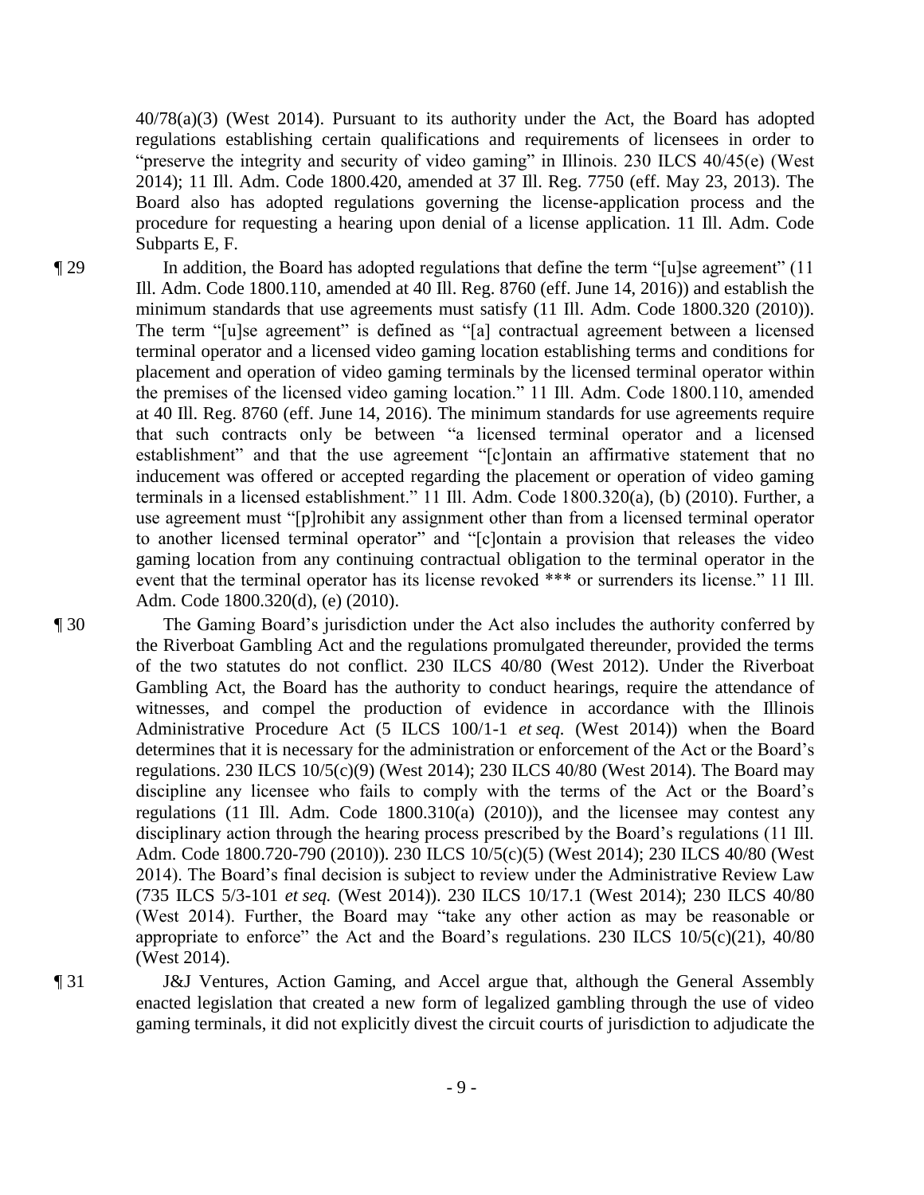40/78(a)(3) (West 2014). Pursuant to its authority under the Act, the Board has adopted regulations establishing certain qualifications and requirements of licensees in order to "preserve the integrity and security of video gaming" in Illinois. 230 ILCS 40/45(e) (West 2014); 11 Ill. Adm. Code 1800.420, amended at 37 Ill. Reg. 7750 (eff. May 23, 2013). The Board also has adopted regulations governing the license-application process and the procedure for requesting a hearing upon denial of a license application. 11 Ill. Adm. Code Subparts E, F.

¶ 29 In addition, the Board has adopted regulations that define the term "[u]se agreement" (11 Ill. Adm. Code 1800.110, amended at 40 Ill. Reg. 8760 (eff. June 14, 2016)) and establish the minimum standards that use agreements must satisfy (11 Ill. Adm. Code 1800.320 (2010)). The term "[u]se agreement" is defined as "[a] contractual agreement between a licensed terminal operator and a licensed video gaming location establishing terms and conditions for placement and operation of video gaming terminals by the licensed terminal operator within the premises of the licensed video gaming location." 11 Ill. Adm. Code 1800.110, amended at 40 Ill. Reg. 8760 (eff. June 14, 2016). The minimum standards for use agreements require that such contracts only be between "a licensed terminal operator and a licensed establishment" and that the use agreement "[c]ontain an affirmative statement that no inducement was offered or accepted regarding the placement or operation of video gaming terminals in a licensed establishment." 11 Ill. Adm. Code 1800.320(a), (b) (2010). Further, a use agreement must "[p]rohibit any assignment other than from a licensed terminal operator to another licensed terminal operator" and "[c]ontain a provision that releases the video gaming location from any continuing contractual obligation to the terminal operator in the event that the terminal operator has its license revoked *** or surrenders its license." 11 Ill. Adm. Code 1800.320(d), (e) (2010).

¶ 30 The Gaming Board's jurisdiction under the Act also includes the authority conferred by the Riverboat Gambling Act and the regulations promulgated thereunder, provided the terms of the two statutes do not conflict. 230 ILCS 40/80 (West 2012). Under the Riverboat Gambling Act, the Board has the authority to conduct hearings, require the attendance of witnesses, and compel the production of evidence in accordance with the Illinois Administrative Procedure Act (5 ILCS 100/1-1 *et seq.* (West 2014)) when the Board determines that it is necessary for the administration or enforcement of the Act or the Board's regulations. 230 ILCS 10/5(c)(9) (West 2014); 230 ILCS 40/80 (West 2014). The Board may discipline any licensee who fails to comply with the terms of the Act or the Board's regulations (11 Ill. Adm. Code 1800.310(a) (2010)), and the licensee may contest any disciplinary action through the hearing process prescribed by the Board's regulations (11 Ill. Adm. Code 1800.720-790 (2010)). 230 ILCS 10/5(c)(5) (West 2014); 230 ILCS 40/80 (West 2014). The Board's final decision is subject to review under the Administrative Review Law (735 ILCS 5/3-101 *et seq.* (West 2014)). 230 ILCS 10/17.1 (West 2014); 230 ILCS 40/80 (West 2014). Further, the Board may "take any other action as may be reasonable or appropriate to enforce" the Act and the Board's regulations. 230 ILCS 10/5(c)(21), 40/80 (West 2014).

¶ 31 J&J Ventures, Action Gaming, and Accel argue that, although the General Assembly enacted legislation that created a new form of legalized gambling through the use of video gaming terminals, it did not explicitly divest the circuit courts of jurisdiction to adjudicate the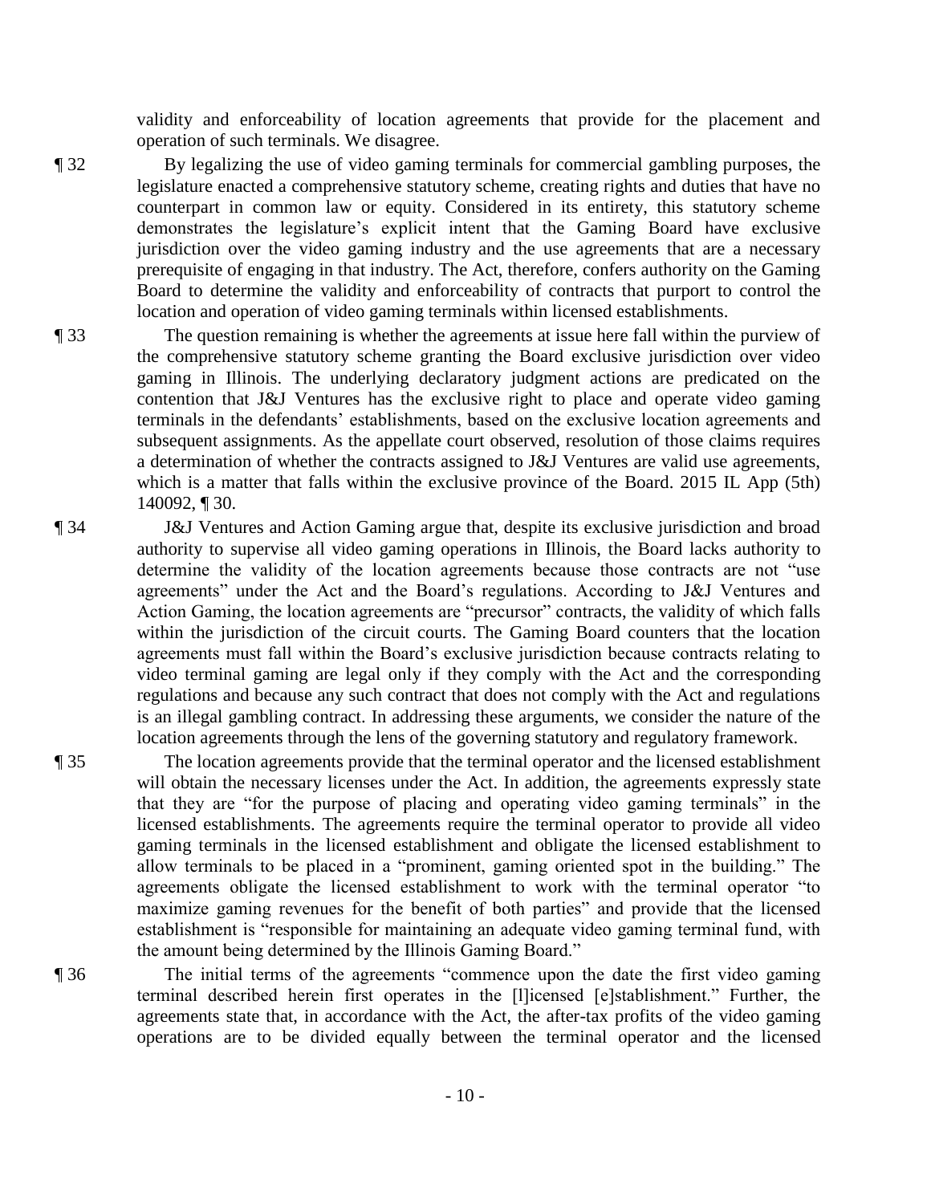validity and enforceability of location agreements that provide for the placement and operation of such terminals. We disagree.

¶ 32 By legalizing the use of video gaming terminals for commercial gambling purposes, the legislature enacted a comprehensive statutory scheme, creating rights and duties that have no counterpart in common law or equity. Considered in its entirety, this statutory scheme demonstrates the legislature's explicit intent that the Gaming Board have exclusive jurisdiction over the video gaming industry and the use agreements that are a necessary prerequisite of engaging in that industry. The Act, therefore, confers authority on the Gaming Board to determine the validity and enforceability of contracts that purport to control the location and operation of video gaming terminals within licensed establishments.

¶ 33 The question remaining is whether the agreements at issue here fall within the purview of the comprehensive statutory scheme granting the Board exclusive jurisdiction over video gaming in Illinois. The underlying declaratory judgment actions are predicated on the contention that J&J Ventures has the exclusive right to place and operate video gaming terminals in the defendants' establishments, based on the exclusive location agreements and subsequent assignments. As the appellate court observed, resolution of those claims requires a determination of whether the contracts assigned to J&J Ventures are valid use agreements, which is a matter that falls within the exclusive province of the Board. 2015 IL App (5th) 140092, ¶ 30.

¶ 34 J&J Ventures and Action Gaming argue that, despite its exclusive jurisdiction and broad authority to supervise all video gaming operations in Illinois, the Board lacks authority to determine the validity of the location agreements because those contracts are not "use agreements" under the Act and the Board's regulations. According to J&J Ventures and Action Gaming, the location agreements are "precursor" contracts, the validity of which falls within the jurisdiction of the circuit courts. The Gaming Board counters that the location agreements must fall within the Board's exclusive jurisdiction because contracts relating to video terminal gaming are legal only if they comply with the Act and the corresponding regulations and because any such contract that does not comply with the Act and regulations is an illegal gambling contract. In addressing these arguments, we consider the nature of the location agreements through the lens of the governing statutory and regulatory framework.

¶ 35 The location agreements provide that the terminal operator and the licensed establishment will obtain the necessary licenses under the Act. In addition, the agreements expressly state that they are "for the purpose of placing and operating video gaming terminals" in the licensed establishments. The agreements require the terminal operator to provide all video gaming terminals in the licensed establishment and obligate the licensed establishment to allow terminals to be placed in a "prominent, gaming oriented spot in the building." The agreements obligate the licensed establishment to work with the terminal operator "to maximize gaming revenues for the benefit of both parties" and provide that the licensed establishment is "responsible for maintaining an adequate video gaming terminal fund, with the amount being determined by the Illinois Gaming Board."

¶ 36 The initial terms of the agreements "commence upon the date the first video gaming terminal described herein first operates in the [l]icensed [e]stablishment." Further, the agreements state that, in accordance with the Act, the after-tax profits of the video gaming operations are to be divided equally between the terminal operator and the licensed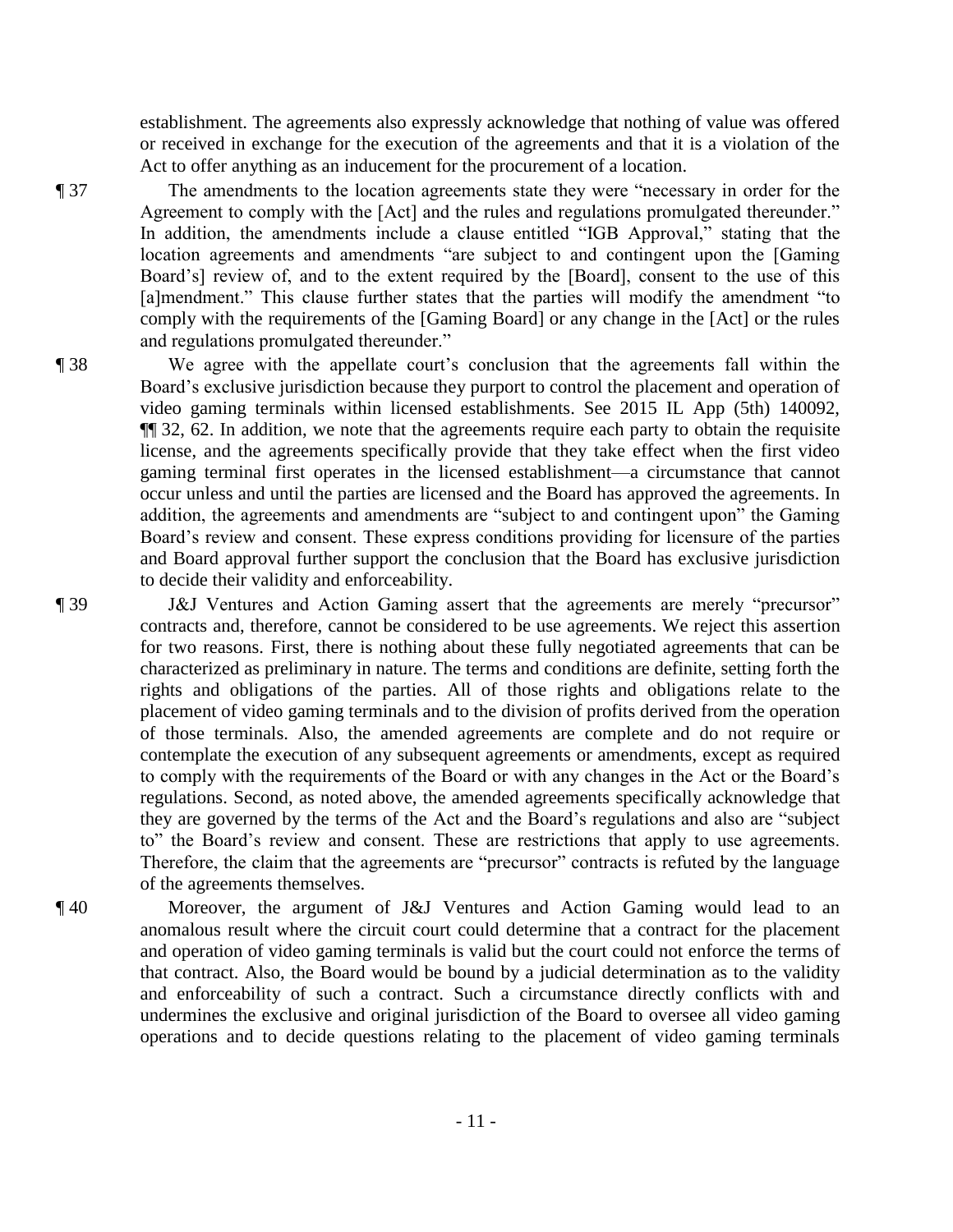establishment. The agreements also expressly acknowledge that nothing of value was offered or received in exchange for the execution of the agreements and that it is a violation of the Act to offer anything as an inducement for the procurement of a location.

¶ 37 The amendments to the location agreements state they were "necessary in order for the Agreement to comply with the [Act] and the rules and regulations promulgated thereunder." In addition, the amendments include a clause entitled "IGB Approval," stating that the location agreements and amendments "are subject to and contingent upon the [Gaming Board's] review of, and to the extent required by the [Board], consent to the use of this [a]mendment." This clause further states that the parties will modify the amendment "to comply with the requirements of the [Gaming Board] or any change in the [Act] or the rules and regulations promulgated thereunder."

¶ 38 We agree with the appellate court's conclusion that the agreements fall within the Board's exclusive jurisdiction because they purport to control the placement and operation of video gaming terminals within licensed establishments. See 2015 IL App (5th) 140092, ¶¶ 32, 62. In addition, we note that the agreements require each party to obtain the requisite license, and the agreements specifically provide that they take effect when the first video gaming terminal first operates in the licensed establishment—a circumstance that cannot occur unless and until the parties are licensed and the Board has approved the agreements. In addition, the agreements and amendments are "subject to and contingent upon" the Gaming Board's review and consent. These express conditions providing for licensure of the parties and Board approval further support the conclusion that the Board has exclusive jurisdiction to decide their validity and enforceability.

¶ 39 J&J Ventures and Action Gaming assert that the agreements are merely "precursor" contracts and, therefore, cannot be considered to be use agreements. We reject this assertion for two reasons. First, there is nothing about these fully negotiated agreements that can be characterized as preliminary in nature. The terms and conditions are definite, setting forth the rights and obligations of the parties. All of those rights and obligations relate to the placement of video gaming terminals and to the division of profits derived from the operation of those terminals. Also, the amended agreements are complete and do not require or contemplate the execution of any subsequent agreements or amendments, except as required to comply with the requirements of the Board or with any changes in the Act or the Board's regulations. Second, as noted above, the amended agreements specifically acknowledge that they are governed by the terms of the Act and the Board's regulations and also are "subject to" the Board's review and consent. These are restrictions that apply to use agreements. Therefore, the claim that the agreements are "precursor" contracts is refuted by the language of the agreements themselves.

¶ 40 Moreover, the argument of J&J Ventures and Action Gaming would lead to an anomalous result where the circuit court could determine that a contract for the placement and operation of video gaming terminals is valid but the court could not enforce the terms of that contract. Also, the Board would be bound by a judicial determination as to the validity and enforceability of such a contract. Such a circumstance directly conflicts with and undermines the exclusive and original jurisdiction of the Board to oversee all video gaming operations and to decide questions relating to the placement of video gaming terminals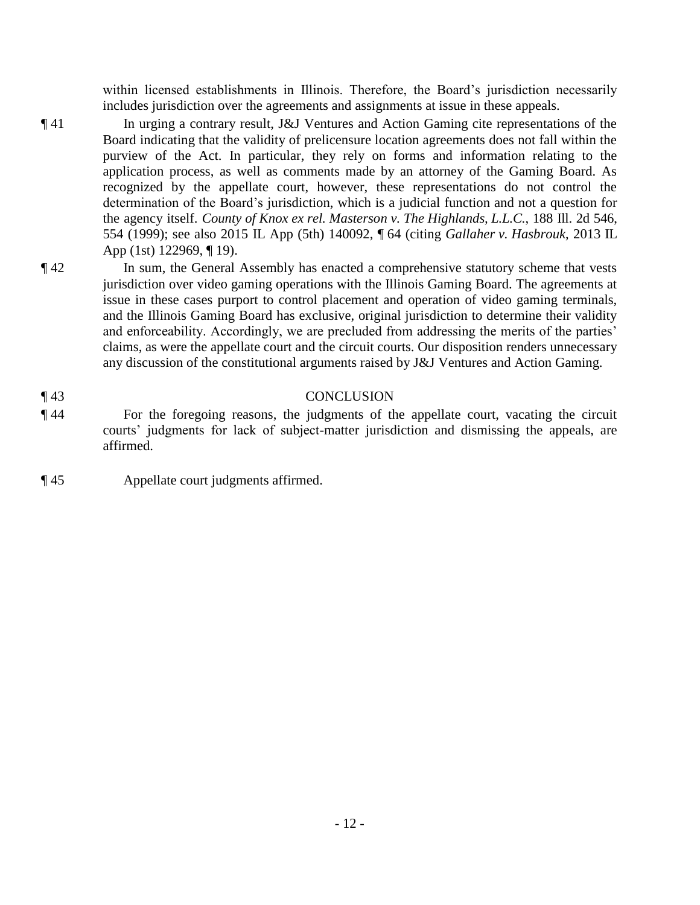within licensed establishments in Illinois. Therefore, the Board's jurisdiction necessarily includes jurisdiction over the agreements and assignments at issue in these appeals.

¶ 41 In urging a contrary result, J&J Ventures and Action Gaming cite representations of the Board indicating that the validity of prelicensure location agreements does not fall within the purview of the Act. In particular, they rely on forms and information relating to the application process, as well as comments made by an attorney of the Gaming Board. As recognized by the appellate court, however, these representations do not control the determination of the Board's jurisdiction, which is a judicial function and not a question for the agency itself. *County of Knox ex rel. Masterson v. The Highlands, L.L.C.*, 188 Ill. 2d 546, 554 (1999); see also 2015 IL App (5th) 140092, ¶ 64 (citing *Gallaher v. Hasbrouk*, 2013 IL App (1st) 122969, ¶ 19).

¶ 42 In sum, the General Assembly has enacted a comprehensive statutory scheme that vests jurisdiction over video gaming operations with the Illinois Gaming Board. The agreements at issue in these cases purport to control placement and operation of video gaming terminals, and the Illinois Gaming Board has exclusive, original jurisdiction to determine their validity and enforceability. Accordingly, we are precluded from addressing the merits of the parties' claims, as were the appellate court and the circuit courts. Our disposition renders unnecessary any discussion of the constitutional arguments raised by J&J Ventures and Action Gaming.

¶ 43 CONCLUSION

¶ 44 For the foregoing reasons, the judgments of the appellate court, vacating the circuit courts' judgments for lack of subject-matter jurisdiction and dismissing the appeals, are affirmed.

¶ 45 Appellate court judgments affirmed.